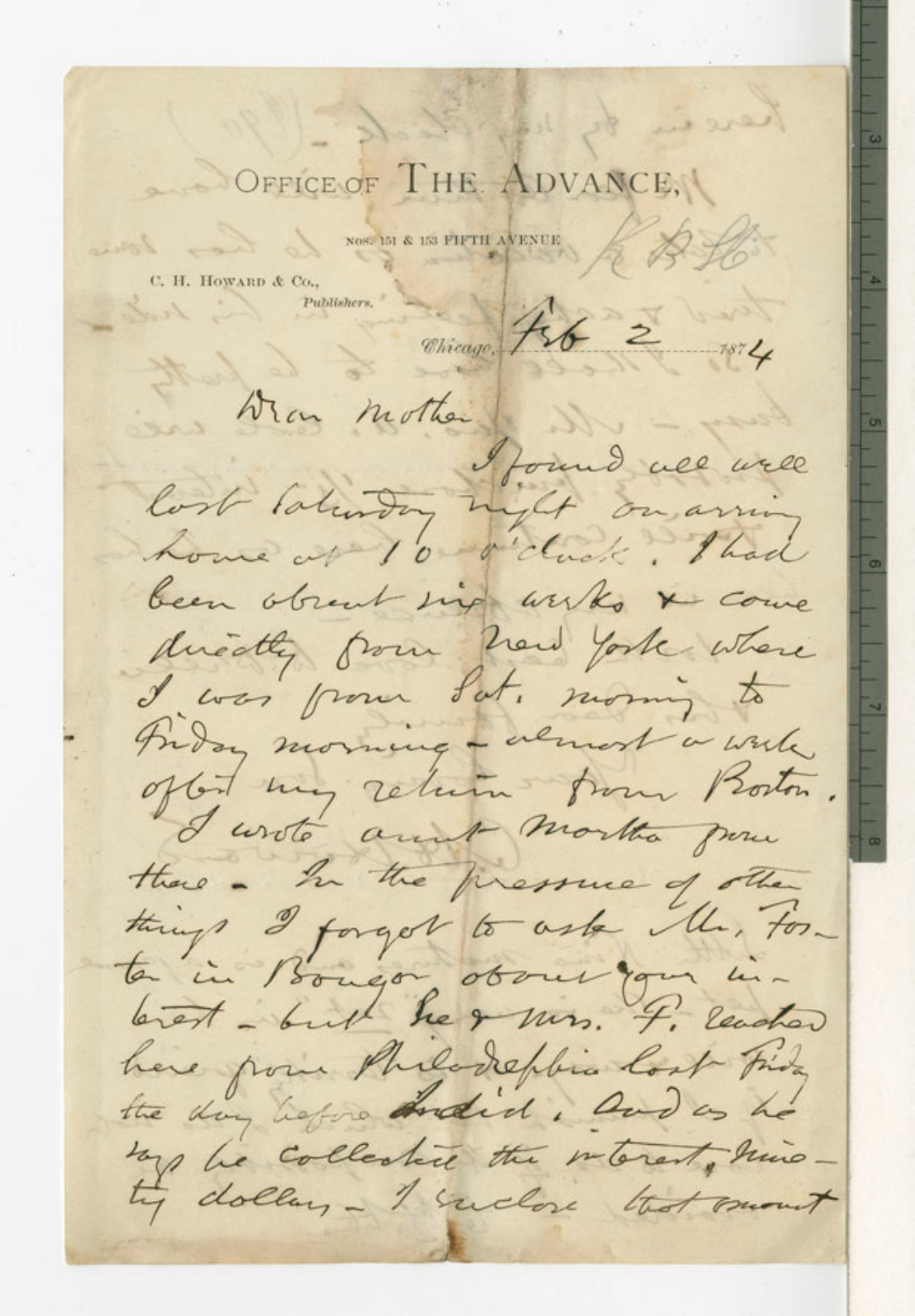OFFICE OF THE ADVANCE,

NOS. 151 & 153 FIFTH AVENUE

C. H. HOWARD & Co.,
Publishers.

Chicago, Feb 2 1874

Dear Mother

I found all well last Saturday night on arriving home at 10 o'clock. I had been absent six weeks & came directly from New York where I was from Sat. morning to Friday morning – almost a week after my return from Boston. I wrote aunt Martha from there – In the pressure of other things I forgot to ask Mr. Foster in Bangor about your interest – but he & Mrs. F. reached here from Philadelphia last Friday the day before I did. And as he says he collected the interest, ninety dollars – I enclose that amount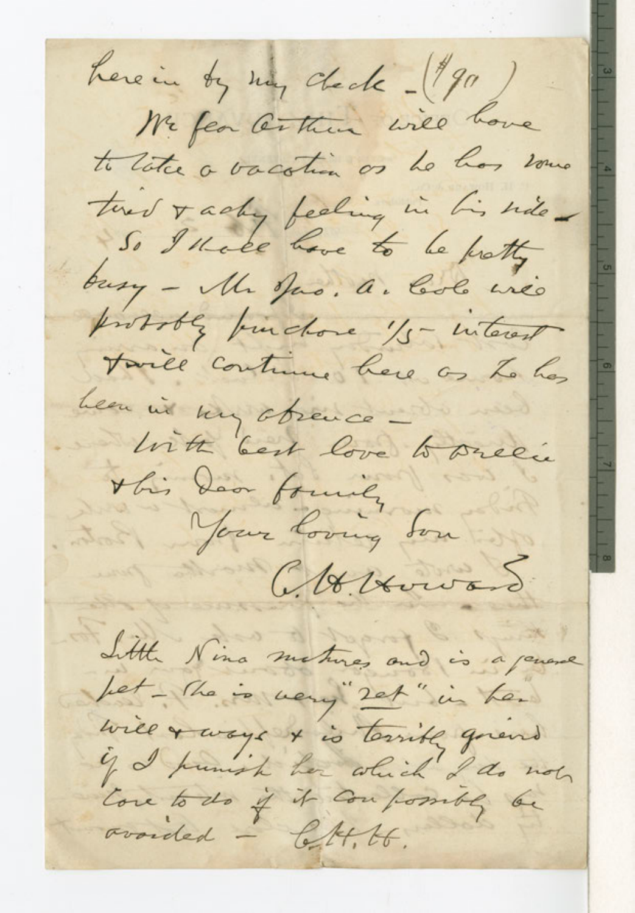here in by my check - ($90)

We fear Arthur will have to take a vacation as he has some tired & achy feeling in his side -

So I shall have to be pretty busy - Mr Jas. A. Cole will probably purchase 1/5 - interest & will continue here as he has been in my absence -

With best love to Nellie & his dear family

Your loving son

C. H. Howard

Little Nina matures and is a general pet - She is very "set" in her will & ways & is terribly grieved if I punish her which I do not care to do if it can possibly be avoided - C.H.H.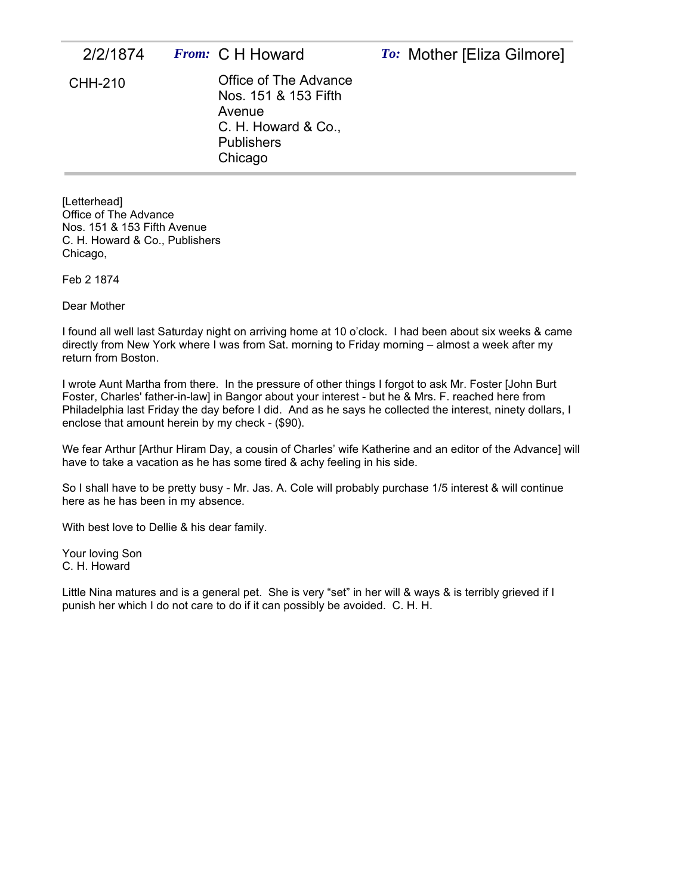| 2/2/1874 | *From:* C H Howard | *To:* Mother [Eliza Gilmore] |
| --- | --- | --- |
| CHH-210 | Office of The Advance<br>Nos. 151 & 153 Fifth Avenue<br>C. H. Howard & Co., Publishers<br>Chicago | |

[Letterhead]
Office of The Advance
Nos. 151 & 153 Fifth Avenue
C. H. Howard & Co., Publishers
Chicago,

Feb 2 1874

Dear Mother

I found all well last Saturday night on arriving home at 10 o'clock. I had been about six weeks & came directly from New York where I was from Sat. morning to Friday morning – almost a week after my return from Boston.

I wrote Aunt Martha from there. In the pressure of other things I forgot to ask Mr. Foster [John Burt Foster, Charles' father-in-law] in Bangor about your interest - but he & Mrs. F. reached here from Philadelphia last Friday the day before I did. And as he says he collected the interest, ninety dollars, I enclose that amount herein by my check - ($90).

We fear Arthur [Arthur Hiram Day, a cousin of Charles' wife Katherine and an editor of the Advance] will have to take a vacation as he has some tired & achy feeling in his side.

So I shall have to be pretty busy - Mr. Jas. A. Cole will probably purchase 1/5 interest & will continue here as he has been in my absence.

With best love to Dellie & his dear family.

Your loving Son
C. H. Howard

Little Nina matures and is a general pet. She is very "set" in her will & ways & is terribly grieved if I punish her which I do not care to do if it can possibly be avoided. C. H. H.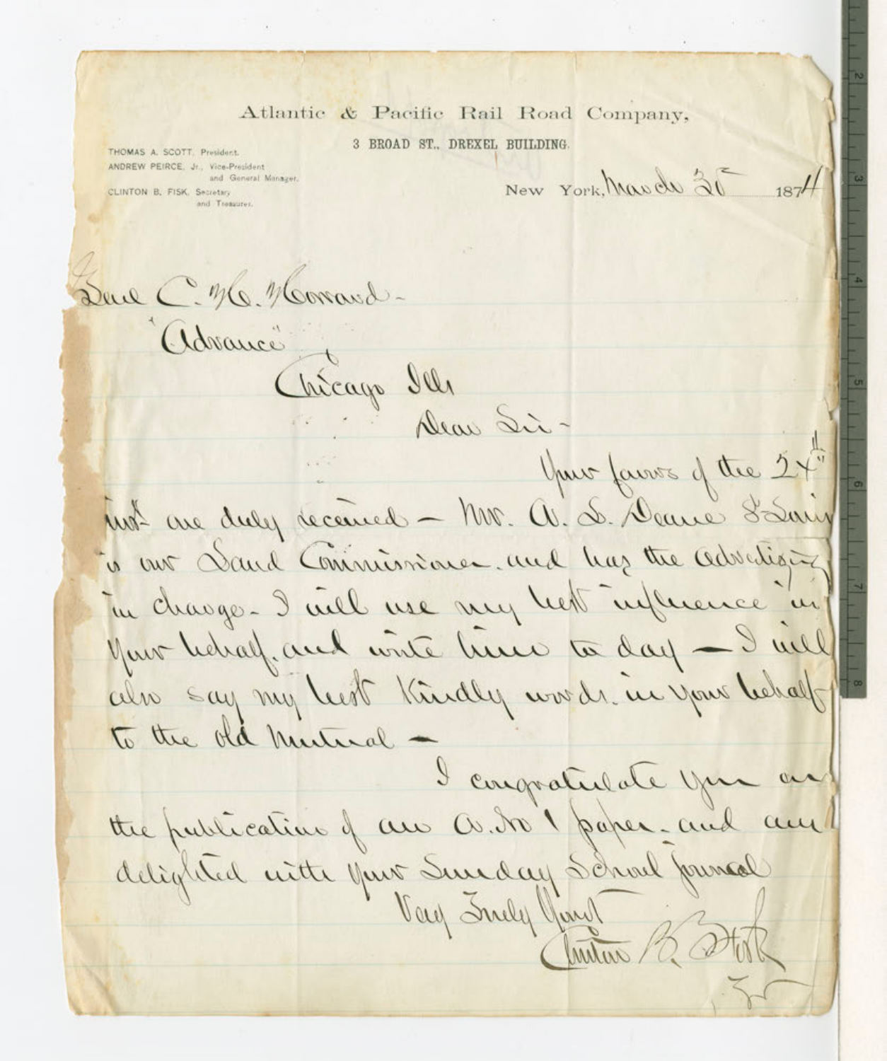Atlantic & Pacific Rail Road Company,

3 BROAD ST., DREXEL BUILDING.

THOMAS A. SCOTT, President.
ANDREW PEIRCE, Jr., Vice-President and General Manager.
CLINTON B. FISK, Secretary and Treasurer.

New York, March 25 1874

Deac C. H. Howard -
"Advance"
Chicago Ills
Dear Sir -

Your favors of the 24th inst are duly received - Mr. A. S. Deane St Louis is our Land Commissioner and has the advertising in charge - I will use my best influence in your behalf and write him to day - I will also say my best kindly words in your behalf to the old Mutual -

I congratulate you on the publication of an A. No 1 paper - and am delighted with your Sunday School Journal

Very Truly Yours
Clinton B. Fisk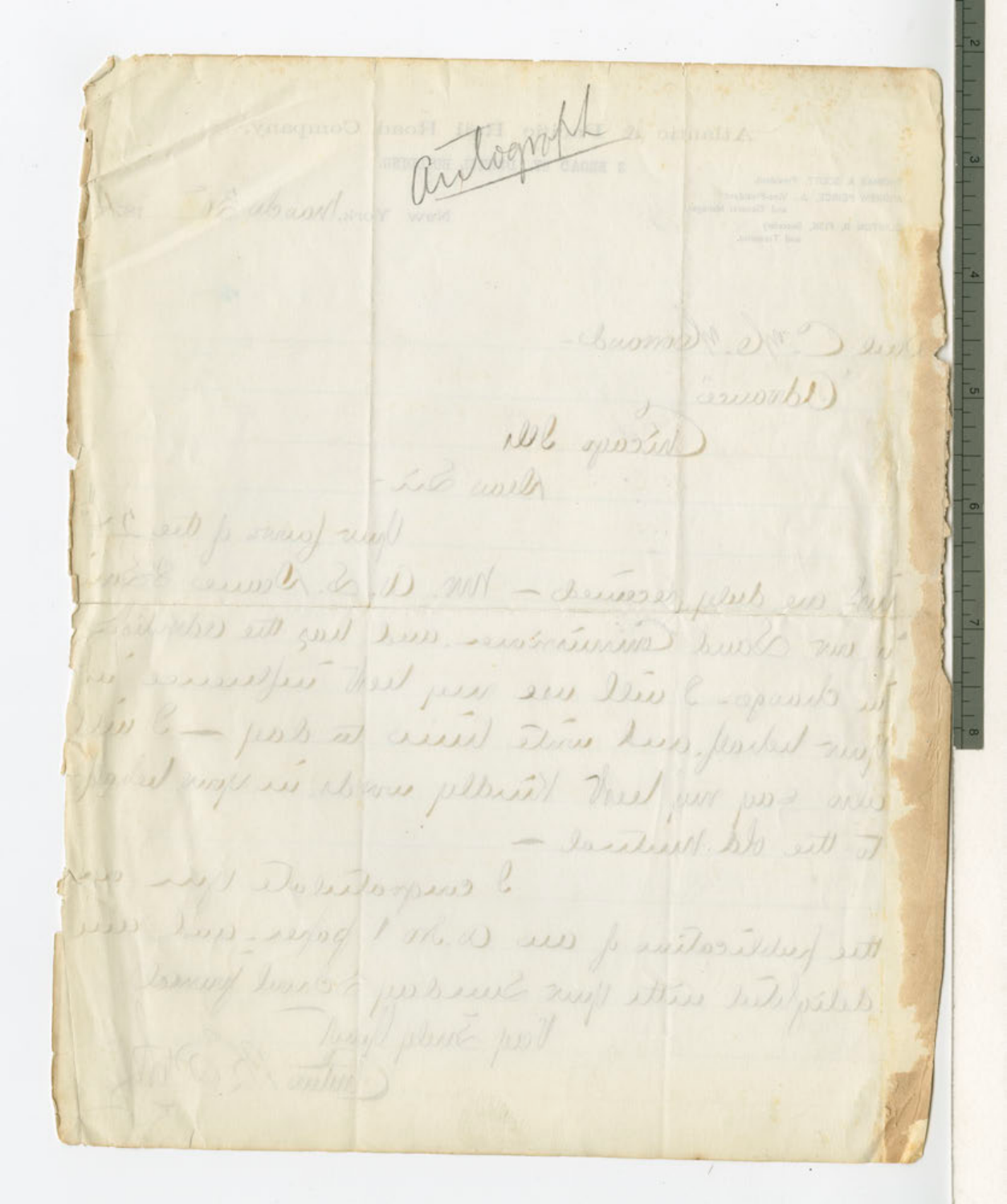Autograph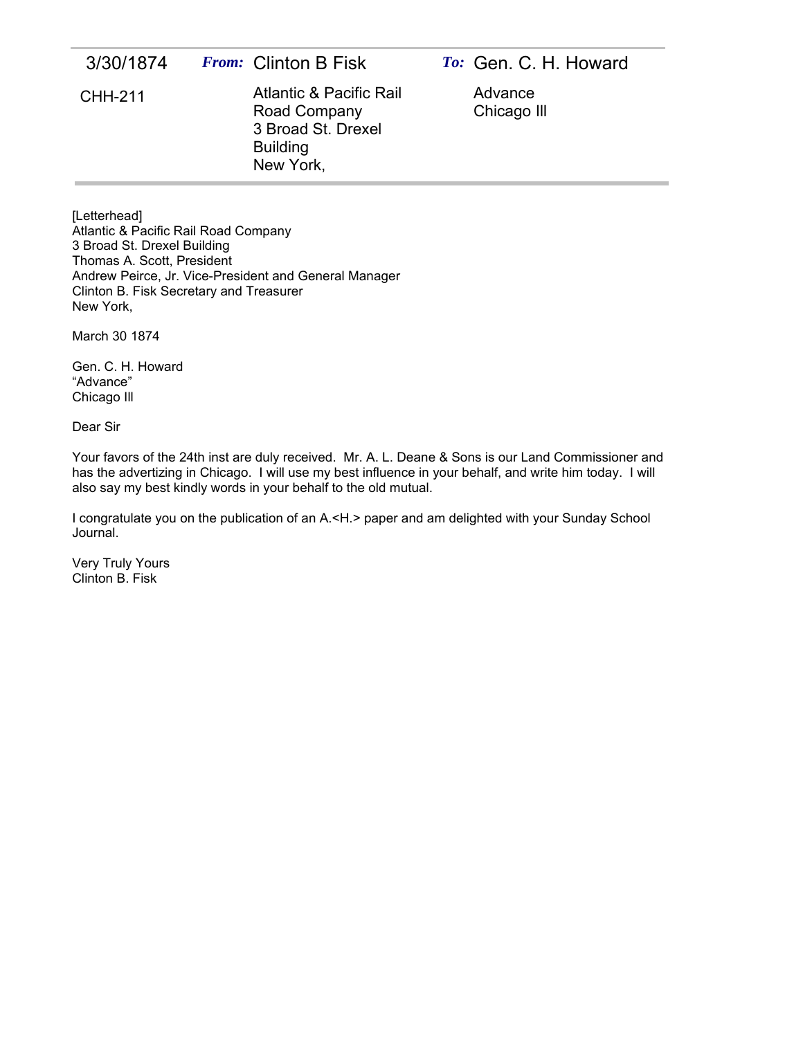| 3/30/1874 | *From:* Clinton B Fisk | *To:* Gen. C. H. Howard |
|---|---|---|
| CHH-211 | Atlantic & Pacific Rail Road Company 3 Broad St. Drexel Building New York, | Advance Chicago Ill |

[Letterhead]
Atlantic & Pacific Rail Road Company
3 Broad St. Drexel Building
Thomas A. Scott, President
Andrew Peirce, Jr. Vice-President and General Manager
Clinton B. Fisk Secretary and Treasurer
New York,

March 30 1874

Gen. C. H. Howard
"Advance"
Chicago Ill

Dear Sir

Your favors of the 24th inst are duly received. Mr. A. L. Deane & Sons is our Land Commissioner and has the advertizing in Chicago. I will use my best influence in your behalf, and write him today. I will also say my best kindly words in your behalf to the old mutual.

I congratulate you on the publication of an A.<H.> paper and am delighted with your Sunday School Journal.

Very Truly Yours
Clinton B. Fisk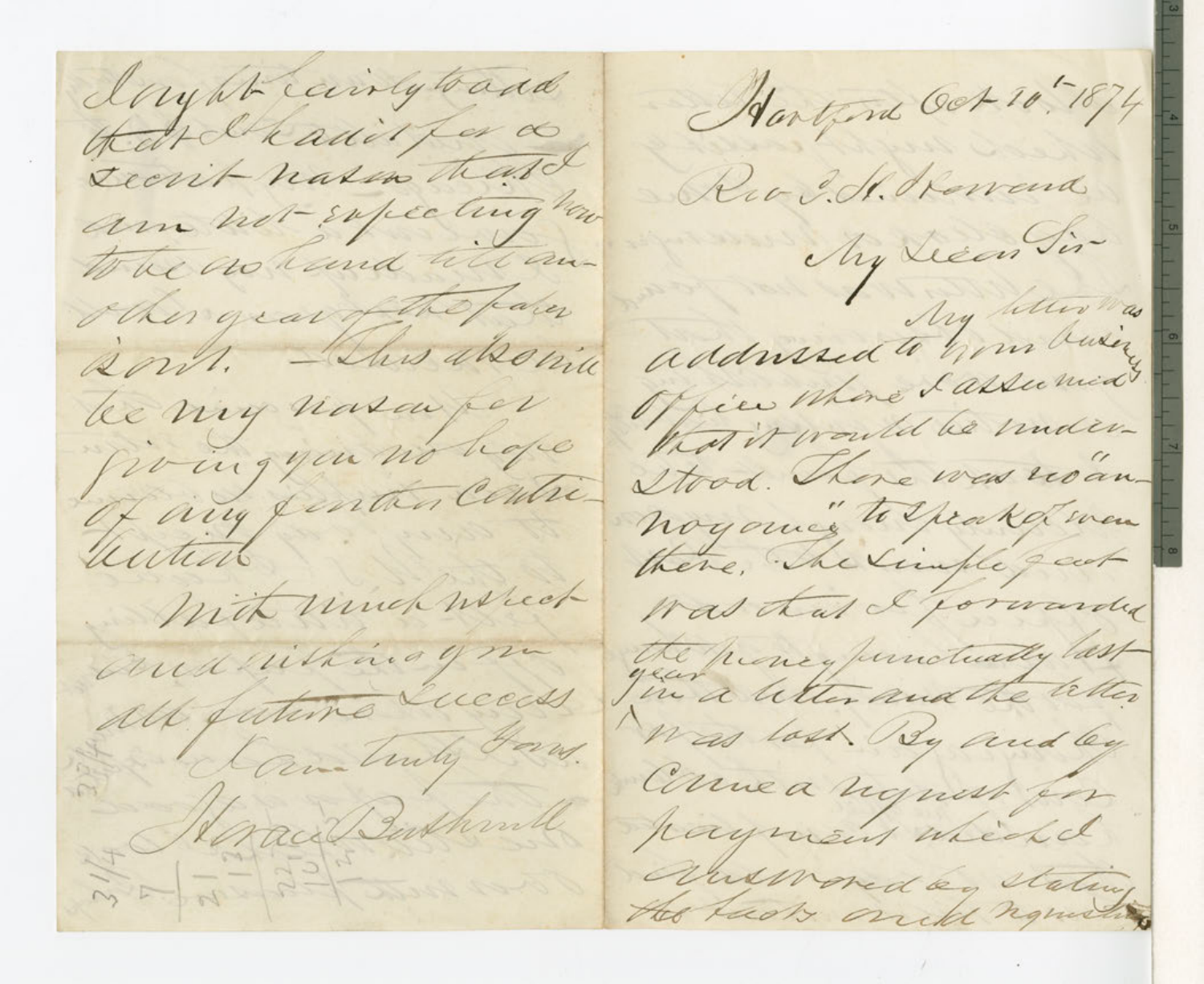Hartford Oct 10th 1874

Rev J. H. Howard

My Dear Sir

My letter was addressed to your business Office where I assumed that it would be understood. There was no "annoyance" to speak of even there. The simple fact was that I forwarded the money punctually last year in a letter and the letter was lost. By and by came a request for payment which I answered by stating the facts and requesting

I ought fairly to add that I said it for a decent reason that I am not expecting now to be so hand till another year of the paper is out. — This also will be my reason for giving you no hope of any further contribution.

With much respect and wishing you all future success

I am truly Yours.

Horace Bushnell

3 1/4
7
21
21
12
22
10
12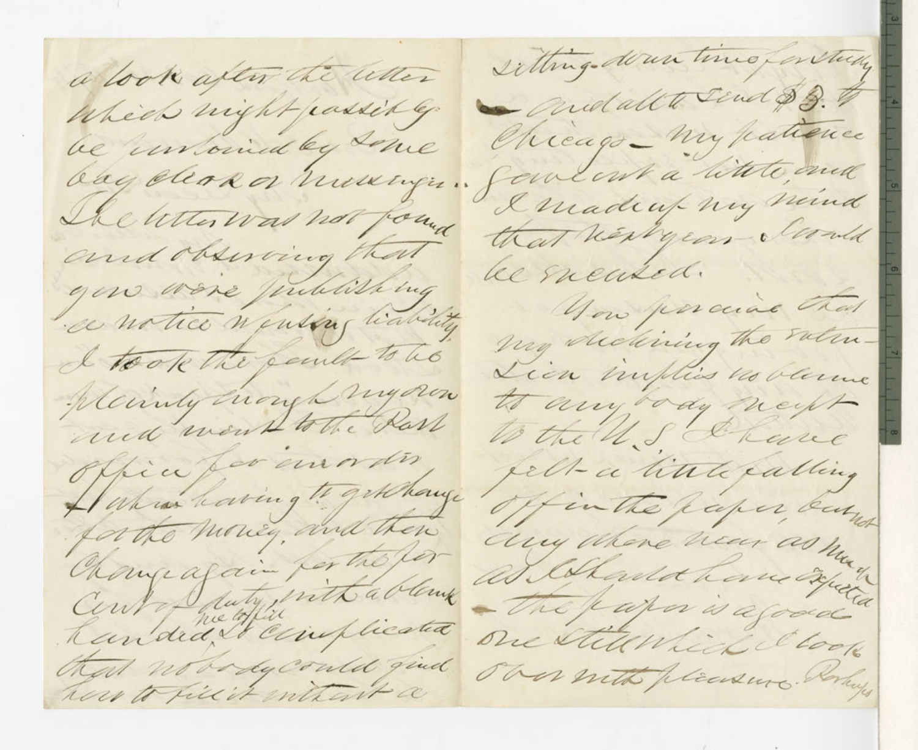a look after the letter
which might possibly
be purloined by some
bag clerk or messenger..
The letter was not found
and observing that
you were publishing
a notice refusing liability
I took the fault to be
plainly enough my own
and went to the Post
office for an order
— taking having to get change
for the money, and then
change again for the for
Cent of duty, with a blank
handed the office so complicated
that nobody could find
how to fill it without a

sitting-down time for study
— and all to send $3. to
Chicago — my patience
gave out a little, and
I made up my mind
that next year I would
be excused.

You perceive that
my declining the subscri-
tion implies no blame
to anybody except
to the U. S. I have
felt a little falling
off in the paper, but not
any where near as much
as I should have expected
— the paper is a good
one still which I look
over with pleasure. Perhaps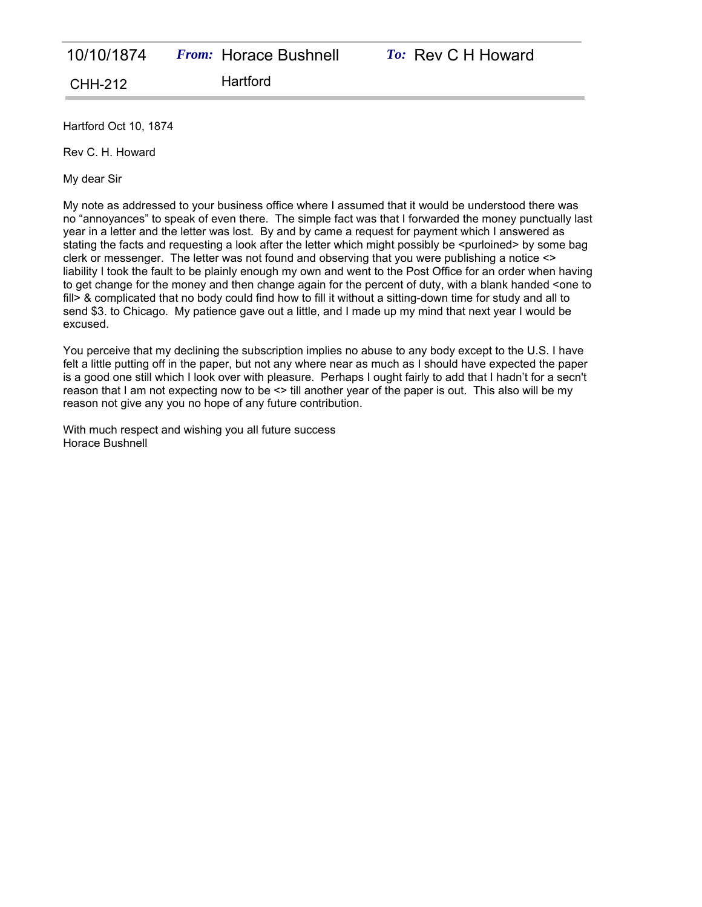| 10/10/1874 | *From:* Horace Bushnell | *To:* Rev C H Howard |
|---|---|---|
| CHH-212 | Hartford | |

Hartford Oct 10, 1874

Rev C. H. Howard

My dear Sir

My note as addressed to your business office where I assumed that it would be understood there was no "annoyances" to speak of even there. The simple fact was that I forwarded the money punctually last year in a letter and the letter was lost. By and by came a request for payment which I answered as stating the facts and requesting a look after the letter which might possibly be <purloined> by some bag clerk or messenger. The letter was not found and observing that you were publishing a notice <> liability I took the fault to be plainly enough my own and went to the Post Office for an order when having to get change for the money and then change again for the percent of duty, with a blank handed <one to fill> & complicated that no body could find how to fill it without a sitting-down time for study and all to send $3. to Chicago. My patience gave out a little, and I made up my mind that next year I would be excused.

You perceive that my declining the subscription implies no abuse to any body except to the U.S. I have felt a little putting off in the paper, but not any where near as much as I should have expected the paper is a good one still which I look over with pleasure. Perhaps I ought fairly to add that I hadn't for a secn't reason that I am not expecting now to be <> till another year of the paper is out. This also will be my reason not give any you no hope of any future contribution.

With much respect and wishing you all future success
Horace Bushnell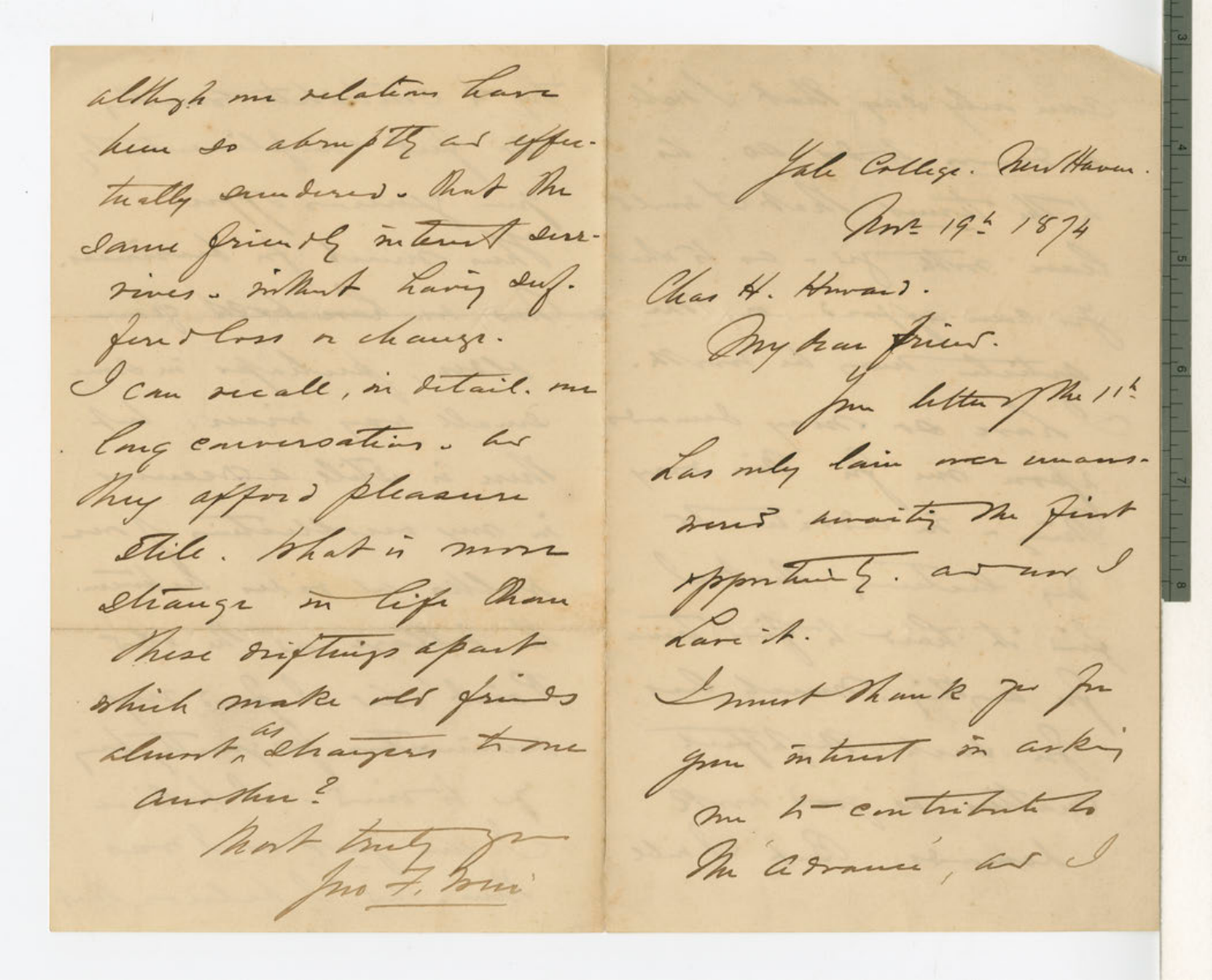although our relations have been so abruptly and effectually sundered. That the same friendly interest survives. without having suffered loss or change.

I can recall, in detail. our long conversations. and they afford pleasure still. What is more strange in life than these driftings apart which make old friends almost, as strangers to one another?

Most truly yours
Jno F. Weir

---

Yale College. New Haven.
Nov. 19th 1874

Chas H. Howard.

My dear Friend.

Your letter of the 11th has only lain over unanswered awaiting the first opportunity. and now I have it.

I must thank you for your interest in asking me to contribute to The 'Advance', and I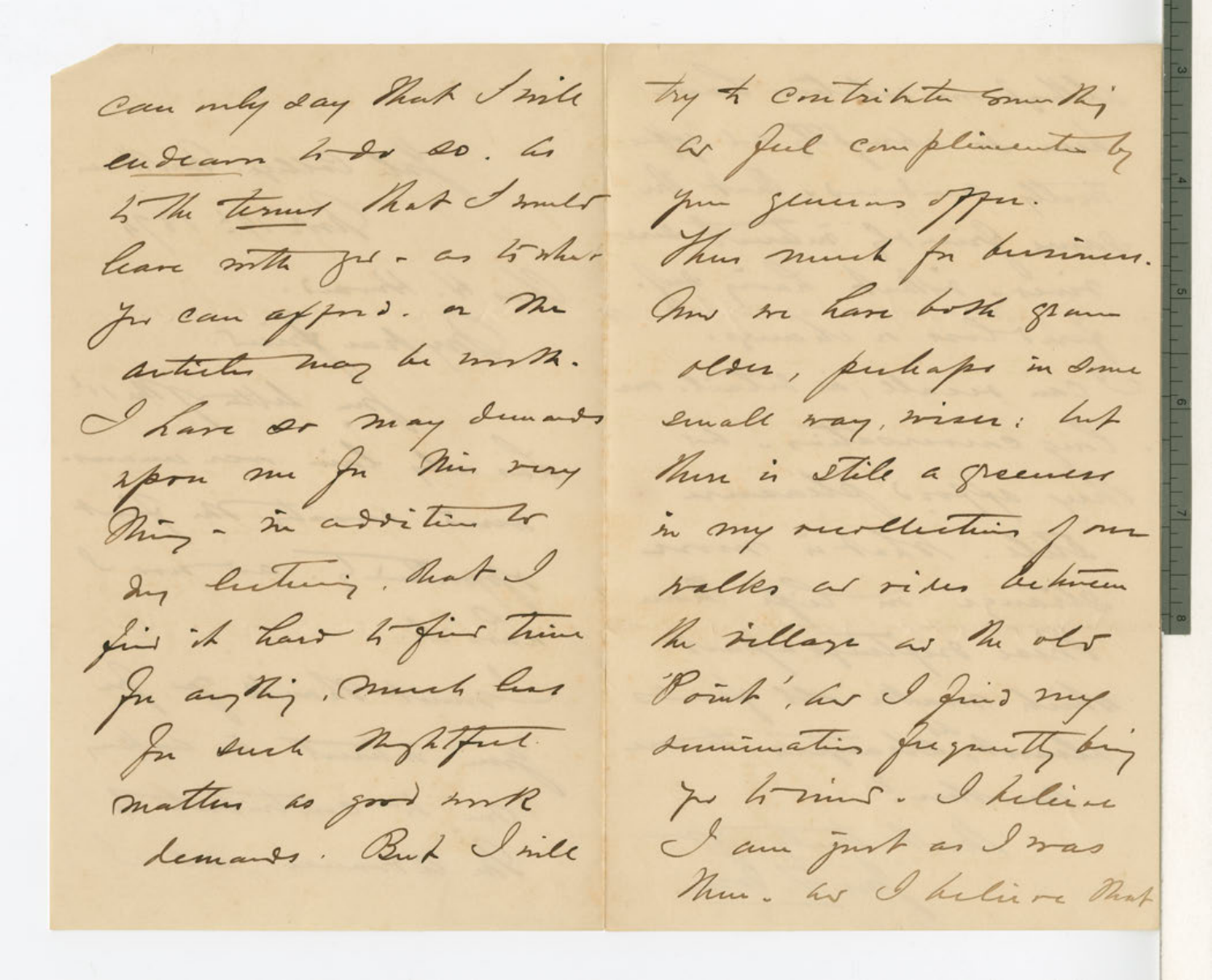can only say that I will endeavor to do so. As to the terms that I would leave with you - as to what you can afford, or the articles may be worth. I have so many demands upon me for this very thing - in addition to my lecturing, that I find it hard to find time for anything, much less for such thoughtful matters as good work demands. But I will

try to contribute something as feel complimented by your generous offer.

Thus much for business. Now we have both grown older, perhaps in some small way, wiser: but there is still a greenness in my recollections of our walks and rides between the village and the old 'Point', and I find my ruminations frequently bring you to mind. I believe I am just as I was then. And I believe that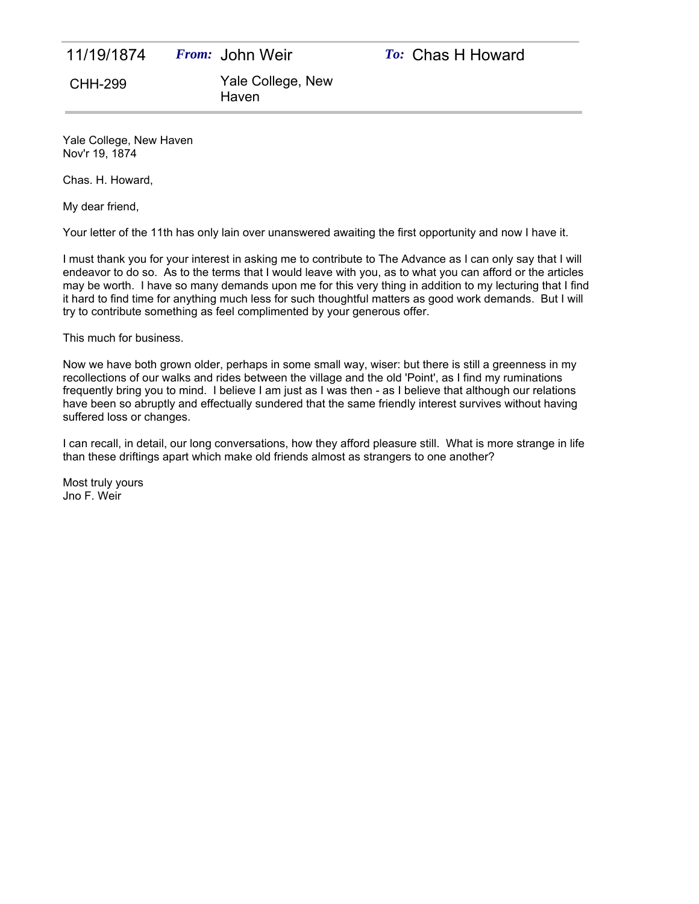| | | | | |
|---|---|---|---|---|
| 11/19/1874 | **From:** | John Weir | **To:** | Chas H Howard |
| CHH-299 | | Yale College, New Haven | | |

Yale College, New Haven
Nov'r 19, 1874

Chas. H. Howard,

My dear friend,

Your letter of the 11th has only lain over unanswered awaiting the first opportunity and now I have it.

I must thank you for your interest in asking me to contribute to The Advance as I can only say that I will endeavor to do so. As to the terms that I would leave with you, as to what you can afford or the articles may be worth. I have so many demands upon me for this very thing in addition to my lecturing that I find it hard to find time for anything much less for such thoughtful matters as good work demands. But I will try to contribute something as feel complimented by your generous offer.

This much for business.

Now we have both grown older, perhaps in some small way, wiser: but there is still a greenness in my recollections of our walks and rides between the village and the old 'Point', as I find my ruminations frequently bring you to mind. I believe I am just as I was then - as I believe that although our relations have been so abruptly and effectually sundered that the same friendly interest survives without having suffered loss or changes.

I can recall, in detail, our long conversations, how they afford pleasure still. What is more strange in life than these driftings apart which make old friends almost as strangers to one another?

Most truly yours
Jno F. Weir